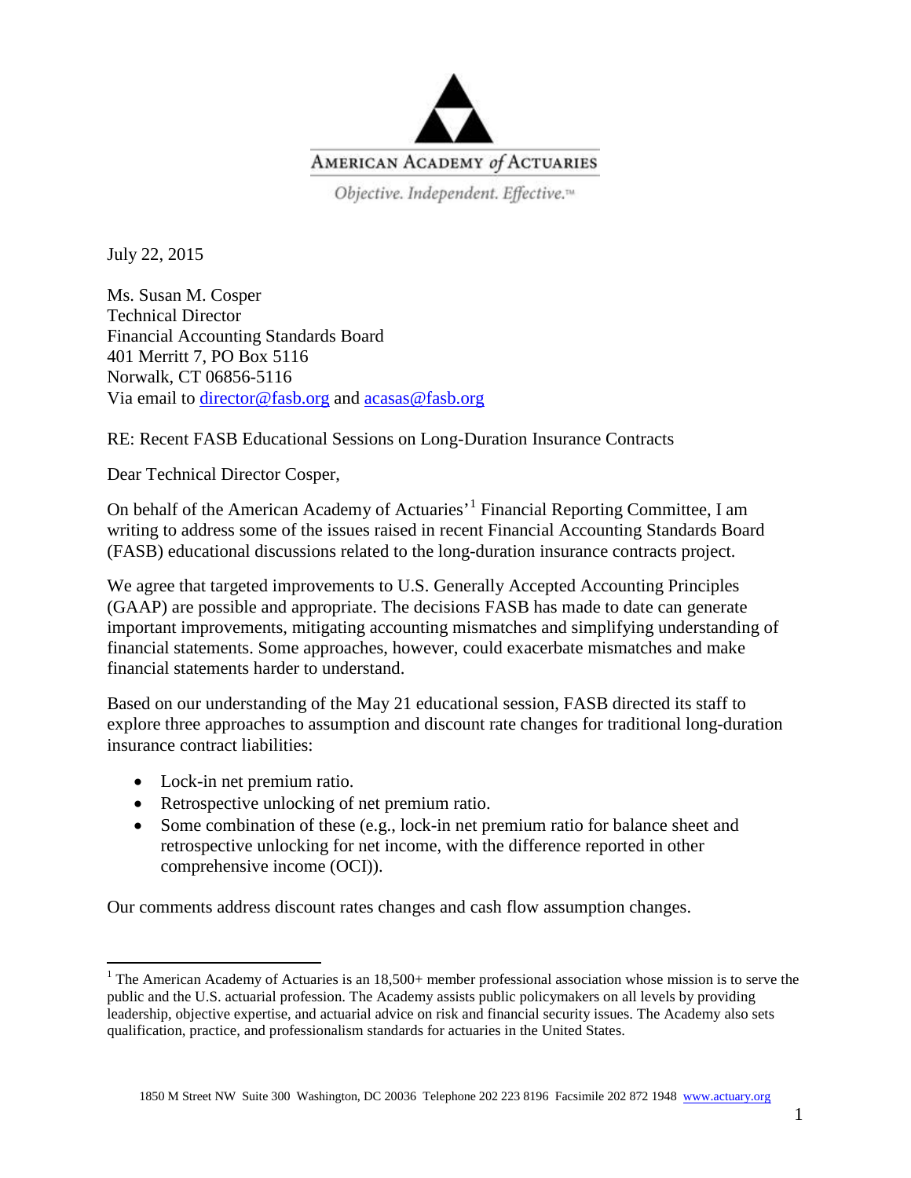AMERICAN ACADEMY *of* ACTUARIES

*Objective. Independent. Effective.*™

July 22, 2015

Ms. Susan M. Cosper
Technical Director
Financial Accounting Standards Board
401 Merritt 7, PO Box 5116
Norwalk, CT 06856-5116
Via email to director@fasb.org and acasas@fasb.org

RE: Recent FASB Educational Sessions on Long-Duration Insurance Contracts

Dear Technical Director Cosper,

On behalf of the American Academy of Actuaries'[1] Financial Reporting Committee, I am writing to address some of the issues raised in recent Financial Accounting Standards Board (FASB) educational discussions related to the long-duration insurance contracts project.

We agree that targeted improvements to U.S. Generally Accepted Accounting Principles (GAAP) are possible and appropriate. The decisions FASB has made to date can generate important improvements, mitigating accounting mismatches and simplifying understanding of financial statements. Some approaches, however, could exacerbate mismatches and make financial statements harder to understand.

Based on our understanding of the May 21 educational session, FASB directed its staff to explore three approaches to assumption and discount rate changes for traditional long-duration insurance contract liabilities:

- Lock-in net premium ratio.
- Retrospective unlocking of net premium ratio.
- Some combination of these (e.g., lock-in net premium ratio for balance sheet and retrospective unlocking for net income, with the difference reported in other comprehensive income (OCI)).

Our comments address discount rates changes and cash flow assumption changes.

[1] The American Academy of Actuaries is an 18,500+ member professional association whose mission is to serve the public and the U.S. actuarial profession. The Academy assists public policymakers on all levels by providing leadership, objective expertise, and actuarial advice on risk and financial security issues. The Academy also sets qualification, practice, and professionalism standards for actuaries in the United States.

1850 M Street NW Suite 300 Washington, DC 20036 Telephone 202 223 8196 Facsimile 202 872 1948 www.actuary.org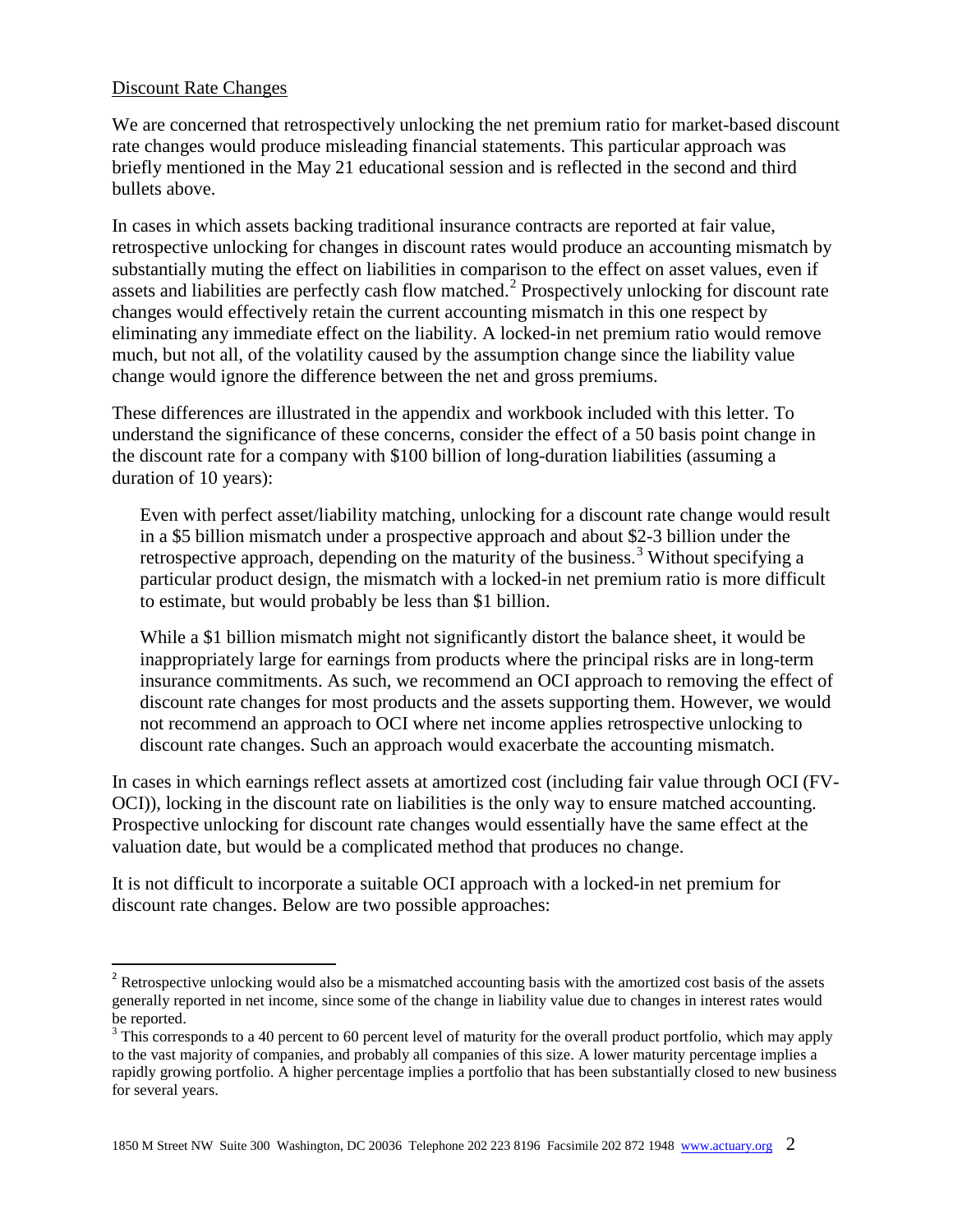Discount Rate Changes

We are concerned that retrospectively unlocking the net premium ratio for market-based discount rate changes would produce misleading financial statements. This particular approach was briefly mentioned in the May 21 educational session and is reflected in the second and third bullets above.

In cases in which assets backing traditional insurance contracts are reported at fair value, retrospective unlocking for changes in discount rates would produce an accounting mismatch by substantially muting the effect on liabilities in comparison to the effect on asset values, even if assets and liabilities are perfectly cash flow matched.[2] Prospectively unlocking for discount rate changes would effectively retain the current accounting mismatch in this one respect by eliminating any immediate effect on the liability. A locked-in net premium ratio would remove much, but not all, of the volatility caused by the assumption change since the liability value change would ignore the difference between the net and gross premiums.

These differences are illustrated in the appendix and workbook included with this letter. To understand the significance of these concerns, consider the effect of a 50 basis point change in the discount rate for a company with \$100 billion of long-duration liabilities (assuming a duration of 10 years):

> Even with perfect asset/liability matching, unlocking for a discount rate change would result in a \$5 billion mismatch under a prospective approach and about \$2-3 billion under the retrospective approach, depending on the maturity of the business.[3] Without specifying a particular product design, the mismatch with a locked-in net premium ratio is more difficult to estimate, but would probably be less than \$1 billion.
>
> While a \$1 billion mismatch might not significantly distort the balance sheet, it would be inappropriately large for earnings from products where the principal risks are in long-term insurance commitments. As such, we recommend an OCI approach to removing the effect of discount rate changes for most products and the assets supporting them. However, we would not recommend an approach to OCI where net income applies retrospective unlocking to discount rate changes. Such an approach would exacerbate the accounting mismatch.

In cases in which earnings reflect assets at amortized cost (including fair value through OCI (FV-OCI)), locking in the discount rate on liabilities is the only way to ensure matched accounting. Prospective unlocking for discount rate changes would essentially have the same effect at the valuation date, but would be a complicated method that produces no change.

It is not difficult to incorporate a suitable OCI approach with a locked-in net premium for discount rate changes. Below are two possible approaches:

---

[2] Retrospective unlocking would also be a mismatched accounting basis with the amortized cost basis of the assets generally reported in net income, since some of the change in liability value due to changes in interest rates would be reported.

[3] This corresponds to a 40 percent to 60 percent level of maturity for the overall product portfolio, which may apply to the vast majority of companies, and probably all companies of this size. A lower maturity percentage implies a rapidly growing portfolio. A higher percentage implies a portfolio that has been substantially closed to new business for several years.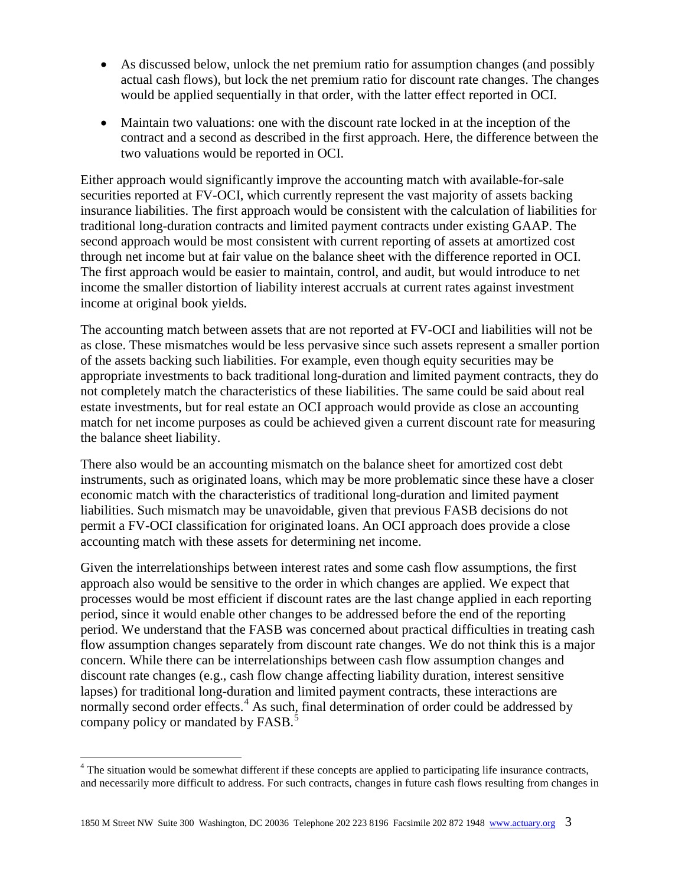- As discussed below, unlock the net premium ratio for assumption changes (and possibly actual cash flows), but lock the net premium ratio for discount rate changes. The changes would be applied sequentially in that order, with the latter effect reported in OCI.
- Maintain two valuations: one with the discount rate locked in at the inception of the contract and a second as described in the first approach. Here, the difference between the two valuations would be reported in OCI.

Either approach would significantly improve the accounting match with available-for-sale securities reported at FV-OCI, which currently represent the vast majority of assets backing insurance liabilities. The first approach would be consistent with the calculation of liabilities for traditional long-duration contracts and limited payment contracts under existing GAAP. The second approach would be most consistent with current reporting of assets at amortized cost through net income but at fair value on the balance sheet with the difference reported in OCI. The first approach would be easier to maintain, control, and audit, but would introduce to net income the smaller distortion of liability interest accruals at current rates against investment income at original book yields.

The accounting match between assets that are not reported at FV-OCI and liabilities will not be as close. These mismatches would be less pervasive since such assets represent a smaller portion of the assets backing such liabilities. For example, even though equity securities may be appropriate investments to back traditional long-duration and limited payment contracts, they do not completely match the characteristics of these liabilities. The same could be said about real estate investments, but for real estate an OCI approach would provide as close an accounting match for net income purposes as could be achieved given a current discount rate for measuring the balance sheet liability.

There also would be an accounting mismatch on the balance sheet for amortized cost debt instruments, such as originated loans, which may be more problematic since these have a closer economic match with the characteristics of traditional long-duration and limited payment liabilities. Such mismatch may be unavoidable, given that previous FASB decisions do not permit a FV-OCI classification for originated loans. An OCI approach does provide a close accounting match with these assets for determining net income.

Given the interrelationships between interest rates and some cash flow assumptions, the first approach also would be sensitive to the order in which changes are applied. We expect that processes would be most efficient if discount rates are the last change applied in each reporting period, since it would enable other changes to be addressed before the end of the reporting period. We understand that the FASB was concerned about practical difficulties in treating cash flow assumption changes separately from discount rate changes. We do not think this is a major concern. While there can be interrelationships between cash flow assumption changes and discount rate changes (e.g., cash flow change affecting liability duration, interest sensitive lapses) for traditional long-duration and limited payment contracts, these interactions are normally second order effects.[4] As such, final determination of order could be addressed by company policy or mandated by FASB.[5]

---

[4] The situation would be somewhat different if these concepts are applied to participating life insurance contracts, and necessarily more difficult to address. For such contracts, changes in future cash flows resulting from changes in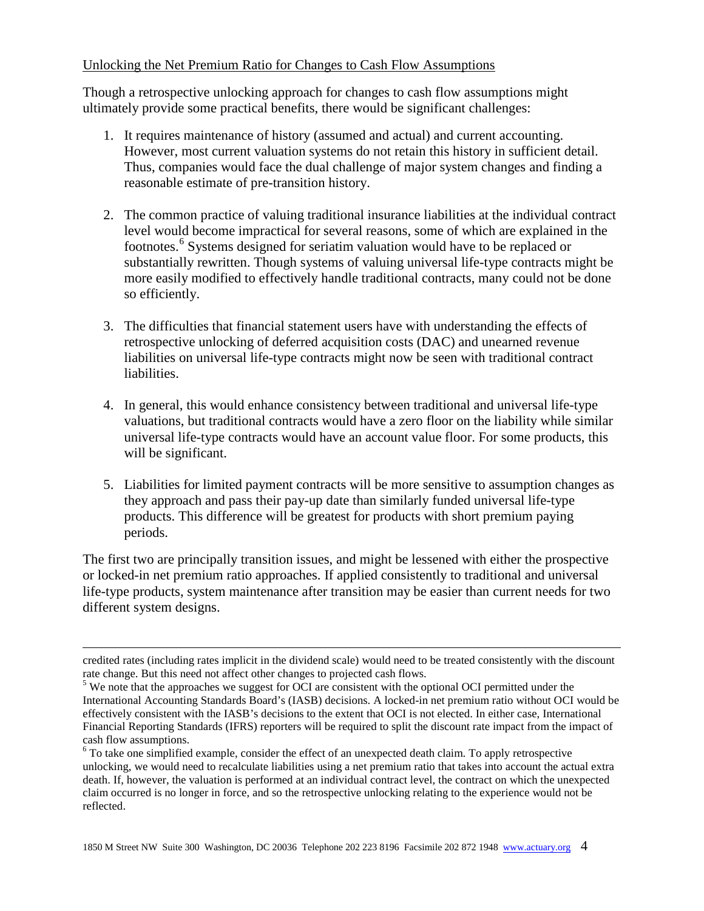Unlocking the Net Premium Ratio for Changes to Cash Flow Assumptions

Though a retrospective unlocking approach for changes to cash flow assumptions might ultimately provide some practical benefits, there would be significant challenges:

1. It requires maintenance of history (assumed and actual) and current accounting. However, most current valuation systems do not retain this history in sufficient detail. Thus, companies would face the dual challenge of major system changes and finding a reasonable estimate of pre-transition history.

2. The common practice of valuing traditional insurance liabilities at the individual contract level would become impractical for several reasons, some of which are explained in the footnotes.[6] Systems designed for seriatim valuation would have to be replaced or substantially rewritten. Though systems of valuing universal life-type contracts might be more easily modified to effectively handle traditional contracts, many could not be done so efficiently.

3. The difficulties that financial statement users have with understanding the effects of retrospective unlocking of deferred acquisition costs (DAC) and unearned revenue liabilities on universal life-type contracts might now be seen with traditional contract liabilities.

4. In general, this would enhance consistency between traditional and universal life-type valuations, but traditional contracts would have a zero floor on the liability while similar universal life-type contracts would have an account value floor. For some products, this will be significant.

5. Liabilities for limited payment contracts will be more sensitive to assumption changes as they approach and pass their pay-up date than similarly funded universal life-type products. This difference will be greatest for products with short premium paying periods.

The first two are principally transition issues, and might be lessened with either the prospective or locked-in net premium ratio approaches. If applied consistently to traditional and universal life-type products, system maintenance after transition may be easier than current needs for two different system designs.

---

credited rates (including rates implicit in the dividend scale) would need to be treated consistently with the discount rate change. But this need not affect other changes to projected cash flows.

[5] We note that the approaches we suggest for OCI are consistent with the optional OCI permitted under the International Accounting Standards Board's (IASB) decisions. A locked-in net premium ratio without OCI would be effectively consistent with the IASB's decisions to the extent that OCI is not elected. In either case, International Financial Reporting Standards (IFRS) reporters will be required to split the discount rate impact from the impact of cash flow assumptions.

[6] To take one simplified example, consider the effect of an unexpected death claim. To apply retrospective unlocking, we would need to recalculate liabilities using a net premium ratio that takes into account the actual extra death. If, however, the valuation is performed at an individual contract level, the contract on which the unexpected claim occurred is no longer in force, and so the retrospective unlocking relating to the experience would not be reflected.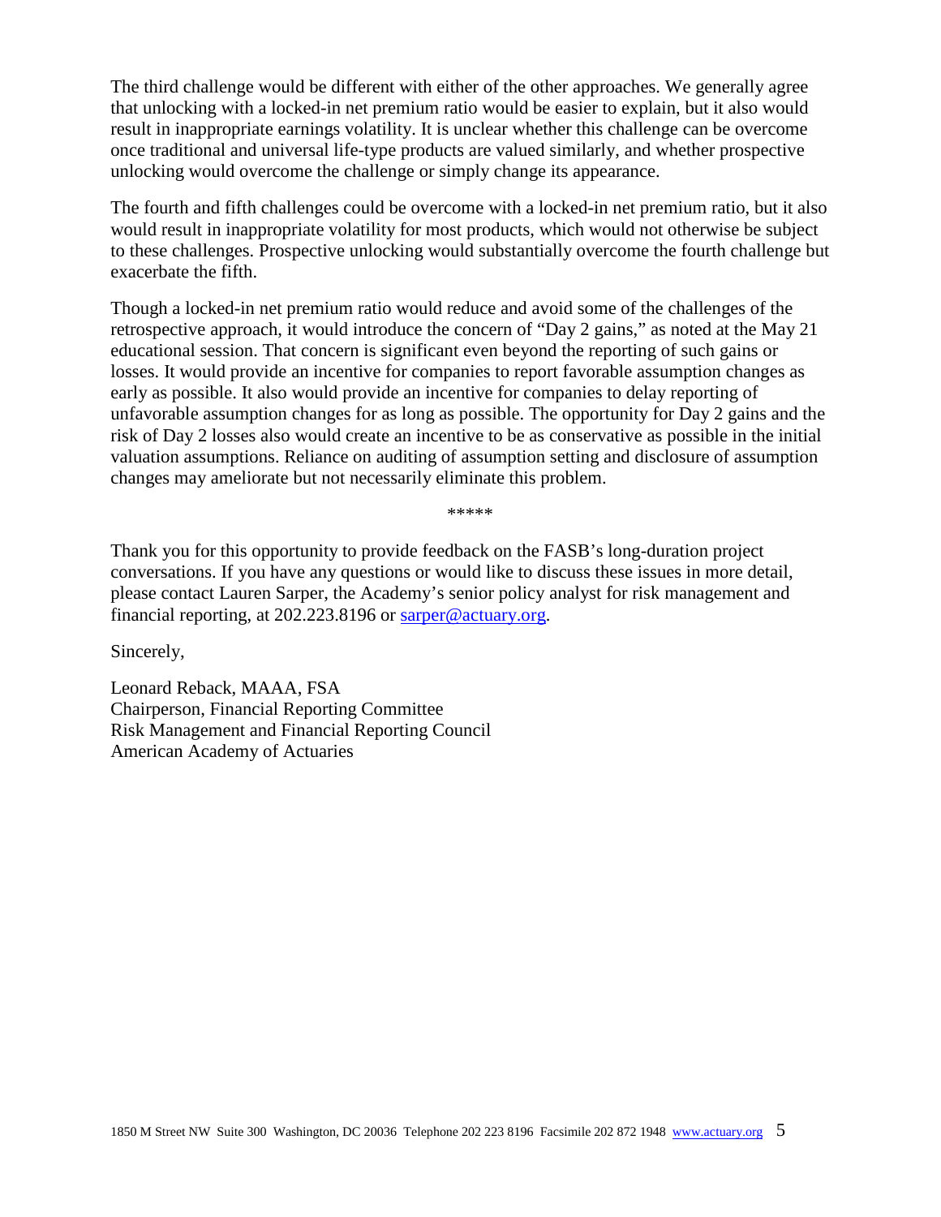The third challenge would be different with either of the other approaches. We generally agree that unlocking with a locked-in net premium ratio would be easier to explain, but it also would result in inappropriate earnings volatility. It is unclear whether this challenge can be overcome once traditional and universal life-type products are valued similarly, and whether prospective unlocking would overcome the challenge or simply change its appearance.

The fourth and fifth challenges could be overcome with a locked-in net premium ratio, but it also would result in inappropriate volatility for most products, which would not otherwise be subject to these challenges. Prospective unlocking would substantially overcome the fourth challenge but exacerbate the fifth.

Though a locked-in net premium ratio would reduce and avoid some of the challenges of the retrospective approach, it would introduce the concern of "Day 2 gains," as noted at the May 21 educational session. That concern is significant even beyond the reporting of such gains or losses. It would provide an incentive for companies to report favorable assumption changes as early as possible. It also would provide an incentive for companies to delay reporting of unfavorable assumption changes for as long as possible. The opportunity for Day 2 gains and the risk of Day 2 losses also would create an incentive to be as conservative as possible in the initial valuation assumptions. Reliance on auditing of assumption setting and disclosure of assumption changes may ameliorate but not necessarily eliminate this problem.

*****

Thank you for this opportunity to provide feedback on the FASB's long-duration project conversations. If you have any questions or would like to discuss these issues in more detail, please contact Lauren Sarper, the Academy's senior policy analyst for risk management and financial reporting, at 202.223.8196 or sarper@actuary.org.

Sincerely,

Leonard Reback, MAAA, FSA
Chairperson, Financial Reporting Committee
Risk Management and Financial Reporting Council
American Academy of Actuaries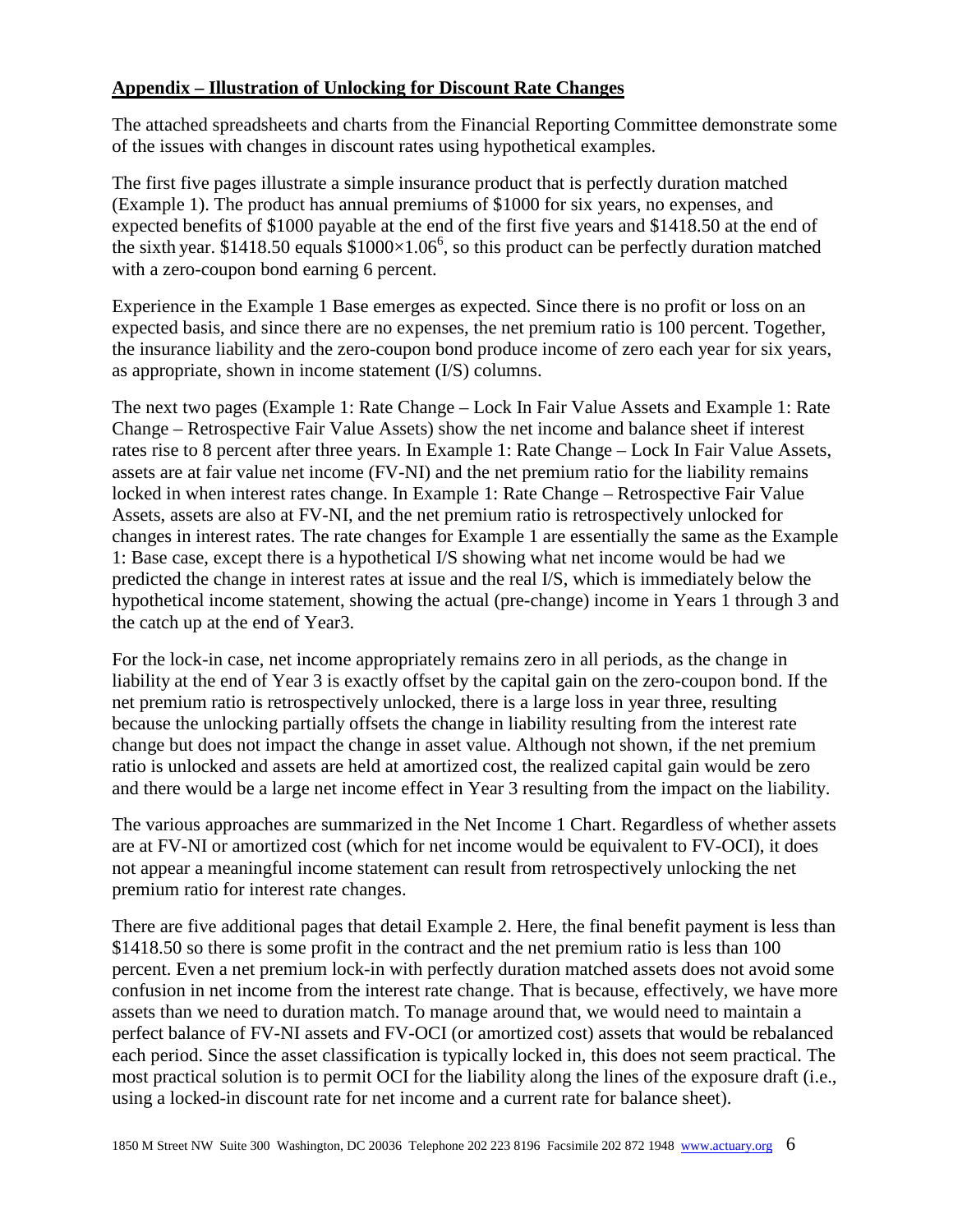## **Appendix – Illustration of Unlocking for Discount Rate Changes**

The attached spreadsheets and charts from the Financial Reporting Committee demonstrate some of the issues with changes in discount rates using hypothetical examples.

The first five pages illustrate a simple insurance product that is perfectly duration matched (Example 1). The product has annual premiums of \$1000 for six years, no expenses, and expected benefits of \$1000 payable at the end of the first five years and \$1418.50 at the end of the sixth year. \$1418.50 equals $\$1000 \times 1.06^6$, so this product can be perfectly duration matched with a zero-coupon bond earning 6 percent.

Experience in the Example 1 Base emerges as expected. Since there is no profit or loss on an expected basis, and since there are no expenses, the net premium ratio is 100 percent. Together, the insurance liability and the zero-coupon bond produce income of zero each year for six years, as appropriate, shown in income statement (I/S) columns.

The next two pages (Example 1: Rate Change – Lock In Fair Value Assets and Example 1: Rate Change – Retrospective Fair Value Assets) show the net income and balance sheet if interest rates rise to 8 percent after three years. In Example 1: Rate Change – Lock In Fair Value Assets, assets are at fair value net income (FV-NI) and the net premium ratio for the liability remains locked in when interest rates change. In Example 1: Rate Change – Retrospective Fair Value Assets, assets are also at FV-NI, and the net premium ratio is retrospectively unlocked for changes in interest rates. The rate changes for Example 1 are essentially the same as the Example 1: Base case, except there is a hypothetical I/S showing what net income would be had we predicted the change in interest rates at issue and the real I/S, which is immediately below the hypothetical income statement, showing the actual (pre-change) income in Years 1 through 3 and the catch up at the end of Year3.

For the lock-in case, net income appropriately remains zero in all periods, as the change in liability at the end of Year 3 is exactly offset by the capital gain on the zero-coupon bond. If the net premium ratio is retrospectively unlocked, there is a large loss in year three, resulting because the unlocking partially offsets the change in liability resulting from the interest rate change but does not impact the change in asset value. Although not shown, if the net premium ratio is unlocked and assets are held at amortized cost, the realized capital gain would be zero and there would be a large net income effect in Year 3 resulting from the impact on the liability.

The various approaches are summarized in the Net Income 1 Chart. Regardless of whether assets are at FV-NI or amortized cost (which for net income would be equivalent to FV-OCI), it does not appear a meaningful income statement can result from retrospectively unlocking the net premium ratio for interest rate changes.

There are five additional pages that detail Example 2. Here, the final benefit payment is less than \$1418.50 so there is some profit in the contract and the net premium ratio is less than 100 percent. Even a net premium lock-in with perfectly duration matched assets does not avoid some confusion in net income from the interest rate change. That is because, effectively, we have more assets than we need to duration match. To manage around that, we would need to maintain a perfect balance of FV-NI assets and FV-OCI (or amortized cost) assets that would be rebalanced each period. Since the asset classification is typically locked in, this does not seem practical. The most practical solution is to permit OCI for the liability along the lines of the exposure draft (i.e., using a locked-in discount rate for net income and a current rate for balance sheet).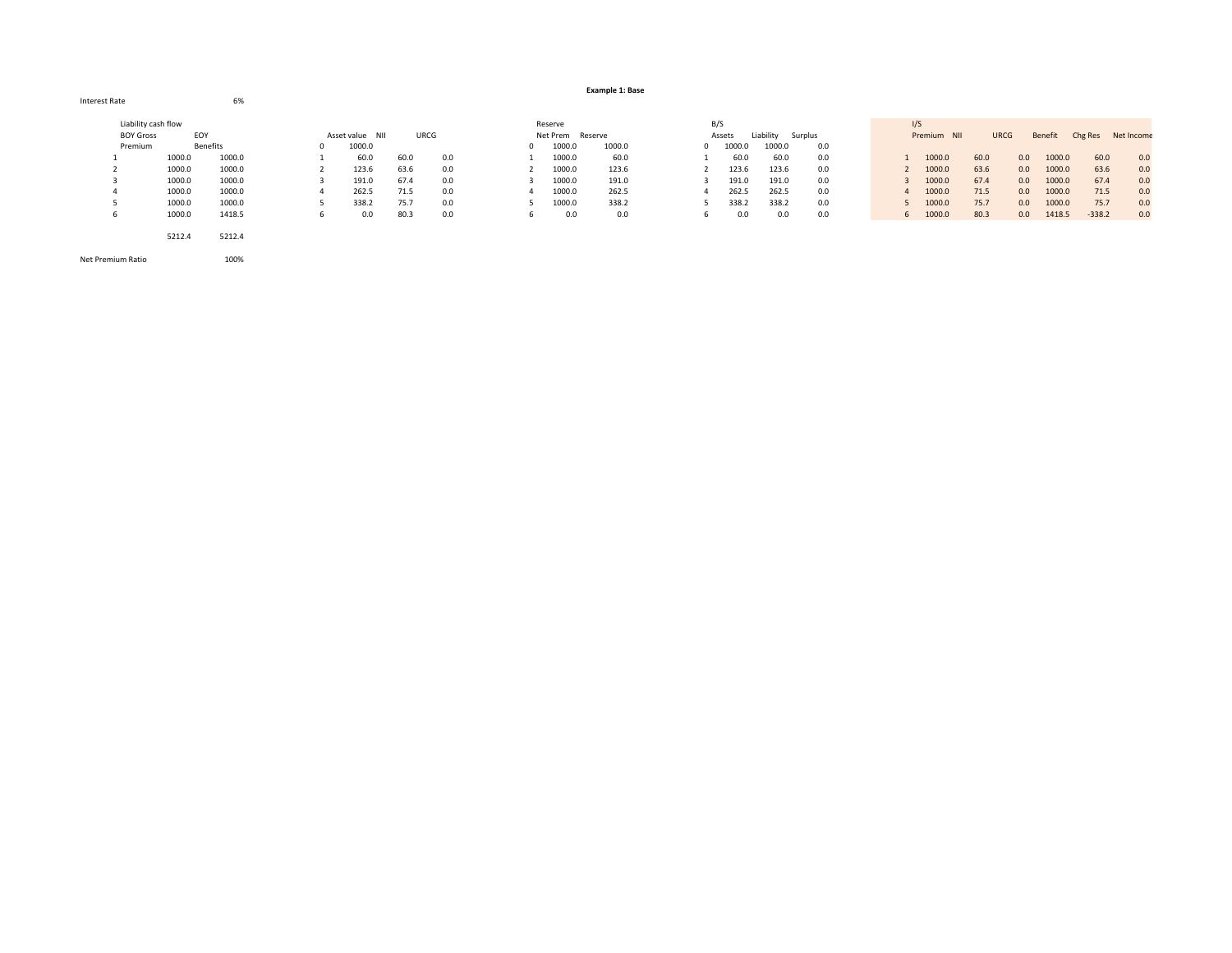**Example 1: Base**

Interest Rate 6%

Liability cash flow

| | BOY Gross Premium | EOY Benefits |
|---|---|---|
| 1 | 1000.0 | 1000.0 |
| 2 | 1000.0 | 1000.0 |
| 3 | 1000.0 | 1000.0 |
| 4 | 1000.0 | 1000.0 |
| 5 | 1000.0 | 1000.0 |
| 6 | 1000.0 | 1418.5 |
| | 5212.4 | 5212.4 |

Net Premium Ratio 100%

| | Asset value | NII | URCG |
|---|---|---|---|
| 0 | 1000.0 | | |
| 1 | 60.0 | 60.0 | 0.0 |
| 2 | 123.6 | 63.6 | 0.0 |
| 3 | 191.0 | 67.4 | 0.0 |
| 4 | 262.5 | 71.5 | 0.0 |
| 5 | 338.2 | 75.7 | 0.0 |
| 6 | 0.0 | 80.3 | 0.0 |

Reserve

| | Net Prem | Reserve |
|---|---|---|
| 0 | 1000.0 | 1000.0 |
| 1 | 1000.0 | 60.0 |
| 2 | 1000.0 | 123.6 |
| 3 | 1000.0 | 191.0 |
| 4 | 1000.0 | 262.5 |
| 5 | 1000.0 | 338.2 |
| 6 | 0.0 | 0.0 |

B/S

| | Assets | Liability | Surplus |
|---|---|---|---|
| 0 | 1000.0 | 1000.0 | 0.0 |
| 1 | 60.0 | 60.0 | 0.0 |
| 2 | 123.6 | 123.6 | 0.0 |
| 3 | 191.0 | 191.0 | 0.0 |
| 4 | 262.5 | 262.5 | 0.0 |
| 5 | 338.2 | 338.2 | 0.0 |
| 6 | 0.0 | 0.0 | 0.0 |

I/S

| | Premium | NII | URCG | Benefit | Chg Res | Net Income |
|---|---|---|---|---|---|---|
| 1 | 1000.0 | 60.0 | 0.0 | 1000.0 | 60.0 | 0.0 |
| 2 | 1000.0 | 63.6 | 0.0 | 1000.0 | 63.6 | 0.0 |
| 3 | 1000.0 | 67.4 | 0.0 | 1000.0 | 67.4 | 0.0 |
| 4 | 1000.0 | 71.5 | 0.0 | 1000.0 | 71.5 | 0.0 |
| 5 | 1000.0 | 75.7 | 0.0 | 1000.0 | 75.7 | 0.0 |
| 6 | 1000.0 | 80.3 | 0.0 | 1418.5 | -338.2 | 0.0 |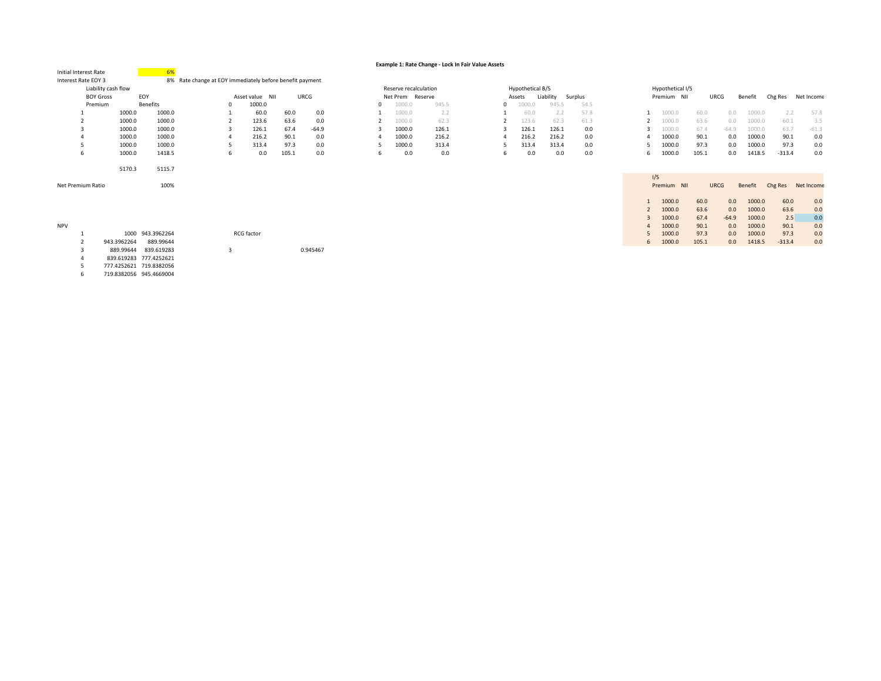**Example 1: Rate Change - Lock In Fair Value Assets**

| Initial Interest Rate | 6% | |
|---|---|---|
| Interest Rate EOY 3 | 8% | Rate change at EOY immediately before benefit payment |

Liability cash flow

| | BOY Gross Premium | EOY Benefits |
|---|---|---|
| 1 | 1000.0 | 1000.0 |
| 2 | 1000.0 | 1000.0 |
| 3 | 1000.0 | 1000.0 |
| 4 | 1000.0 | 1000.0 |
| 5 | 1000.0 | 1000.0 |
| 6 | 1000.0 | 1418.5 |
| | 5170.3 | 5115.7 |

Net Premium Ratio: 100%

| | Asset value | NII | URCG |
|---|---|---|---|
| 0 | 1000.0 | | |
| 1 | 60.0 | 60.0 | 0.0 |
| 2 | 123.6 | 63.6 | 0.0 |
| 3 | 126.1 | 67.4 | -64.9 |
| 4 | 216.2 | 90.1 | 0.0 |
| 5 | 313.4 | 97.3 | 0.0 |
| 6 | 0.0 | 105.1 | 0.0 |

Reserve recalculation

| | Net Prem | Reserve |
|---|---|---|
| 0 | 1000.0 | 945.5 |
| 1 | 1000.0 | 2.2 |
| 2 | 1000.0 | 62.3 |
| 3 | 1000.0 | 126.1 |
| 4 | 1000.0 | 216.2 |
| 5 | 1000.0 | 313.4 |
| 6 | 0.0 | 0.0 |

Hypothetical B/S

| | Assets | Liability | Surplus |
|---|---|---|---|
| 0 | 1000.0 | 945.5 | 54.5 |
| 1 | 60.0 | 2.2 | 57.8 |
| 2 | 123.6 | 62.3 | 61.3 |
| 3 | 126.1 | 126.1 | 0.0 |
| 4 | 216.2 | 216.2 | 0.0 |
| 5 | 313.4 | 313.4 | 0.0 |
| 6 | 0.0 | 0.0 | 0.0 |

Hypothetical I/S

| | Premium | NII | URCG | Benefit | Chg Res | Net Income |
|---|---|---|---|---|---|---|
| 1 | 1000.0 | 60.0 | 0.0 | 1000.0 | 2.2 | 57.8 |
| 2 | 1000.0 | 63.6 | 0.0 | 1000.0 | 60.1 | 3.5 |
| 3 | 1000.0 | 67.4 | -64.9 | 1000.0 | 63.7 | -61.3 |
| 4 | 1000.0 | 90.1 | 0.0 | 1000.0 | 90.1 | 0.0 |
| 5 | 1000.0 | 97.3 | 0.0 | 1000.0 | 97.3 | 0.0 |
| 6 | 1000.0 | 105.1 | 0.0 | 1418.5 | -313.4 | 0.0 |

I/S

| | Premium | NII | URCG | Benefit | Chg Res | Net Income |
|---|---|---|---|---|---|---|
| 1 | 1000.0 | 60.0 | 0.0 | 1000.0 | 60.0 | 0.0 |
| 2 | 1000.0 | 63.6 | 0.0 | 1000.0 | 63.6 | 0.0 |
| 3 | 1000.0 | 67.4 | -64.9 | 1000.0 | 2.5 | 0.0 |
| 4 | 1000.0 | 90.1 | 0.0 | 1000.0 | 90.1 | 0.0 |
| 5 | 1000.0 | 97.3 | 0.0 | 1000.0 | 97.3 | 0.0 |
| 6 | 1000.0 | 105.1 | 0.0 | 1418.5 | -313.4 | 0.0 |

NPV

| | | |
|---|---|---|
| 1 | 1000 | 943.3962264 |
| 2 | 943.3962264 | 889.99644 |
| 3 | 889.99644 | 839.619283 |
| 4 | 839.619283 | 777.4252621 |
| 5 | 777.4252621 | 719.8382056 |
| 6 | 719.8382056 | 945.4669004 |

RCG factor

| | |
|---|---|
| 3 | 0.945467 |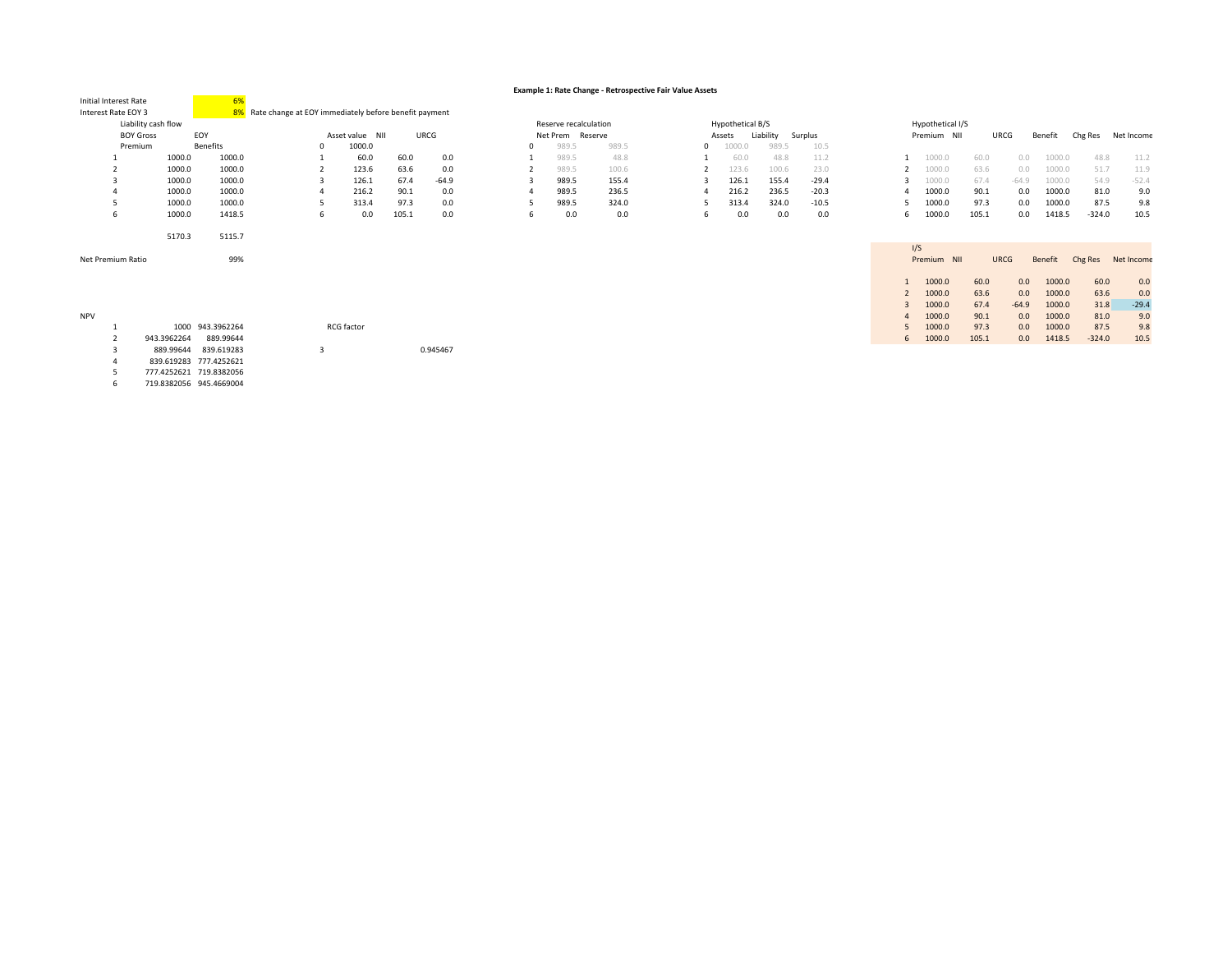**Example 1: Rate Change - Retrospective Fair Value Assets**

| | |
|---|---|
| Initial Interest Rate | 6% |
| Interest Rate EOY 3 | 8% Rate change at EOY immediately before benefit payment |

| Liability cash flow | BOY Gross Premium | EOY Benefits |
|---|---|---|
| 1 | 1000.0 | 1000.0 |
| 2 | 1000.0 | 1000.0 |
| 3 | 1000.0 | 1000.0 |
| 4 | 1000.0 | 1000.0 |
| 5 | 1000.0 | 1000.0 |
| 6 | 1000.0 | 1418.5 |
| | 5170.3 | 5115.7 |

Net Premium Ratio 99%

| | Asset value | NII | URCG |
|---|---|---|---|
| 0 | 1000.0 | | |
| 1 | 60.0 | 60.0 | 0.0 |
| 2 | 123.6 | 63.6 | 0.0 |
| 3 | 126.1 | 67.4 | -64.9 |
| 4 | 216.2 | 90.1 | 0.0 |
| 5 | 313.4 | 97.3 | 0.0 |
| 6 | 0.0 | 105.1 | 0.0 |

| Reserve recalculation | Net Prem | Reserve |
|---|---|---|
| 0 | 989.5 | 989.5 |
| 1 | 989.5 | 48.8 |
| 2 | 989.5 | 100.6 |
| 3 | 989.5 | 155.4 |
| 4 | 989.5 | 236.5 |
| 5 | 989.5 | 324.0 |
| 6 | 0.0 | 0.0 |

| Hypothetical B/S | Assets | Liability | Surplus |
|---|---|---|---|
| 0 | 1000.0 | 989.5 | 10.5 |
| 1 | 60.0 | 48.8 | 11.2 |
| 2 | 123.6 | 100.6 | 23.0 |
| 3 | 126.1 | 155.4 | -29.4 |
| 4 | 216.2 | 236.5 | -20.3 |
| 5 | 313.4 | 324.0 | -10.5 |
| 6 | 0.0 | 0.0 | 0.0 |

| Hypothetical I/S | Premium | NII | URCG | Benefit | Chg Res | Net Income |
|---|---|---|---|---|---|---|
| 1 | 1000.0 | 60.0 | 0.0 | 1000.0 | 48.8 | 11.2 |
| 2 | 1000.0 | 63.6 | 0.0 | 1000.0 | 51.7 | 11.9 |
| 3 | 1000.0 | 67.4 | -64.9 | 1000.0 | 54.9 | -52.4 |
| 4 | 1000.0 | 90.1 | 0.0 | 1000.0 | 81.0 | 9.0 |
| 5 | 1000.0 | 97.3 | 0.0 | 1000.0 | 87.5 | 9.8 |
| 6 | 1000.0 | 105.1 | 0.0 | 1418.5 | -324.0 | 10.5 |

| I/S | Premium | NII | URCG | Benefit | Chg Res | Net Income |
|---|---|---|---|---|---|---|
| 1 | 1000.0 | 60.0 | 0.0 | 1000.0 | 60.0 | 0.0 |
| 2 | 1000.0 | 63.6 | 0.0 | 1000.0 | 63.6 | 0.0 |
| 3 | 1000.0 | 67.4 | -64.9 | 1000.0 | 31.8 | -29.4 |
| 4 | 1000.0 | 90.1 | 0.0 | 1000.0 | 81.0 | 9.0 |
| 5 | 1000.0 | 97.3 | 0.0 | 1000.0 | 87.5 | 9.8 |
| 6 | 1000.0 | 105.1 | 0.0 | 1418.5 | -324.0 | 10.5 |

| NPV | | |
|---|---|---|
| 1 | 1000 | 943.3962264 |
| 2 | 943.3962264 | 889.99644 |
| 3 | 889.99644 | 839.619283 |
| 4 | 839.619283 | 777.4252621 |
| 5 | 777.4252621 | 719.8382056 |
| 6 | 719.8382056 | 945.4669004 |

| RCG factor | |
|---|---|
| 3 | 0.945467 |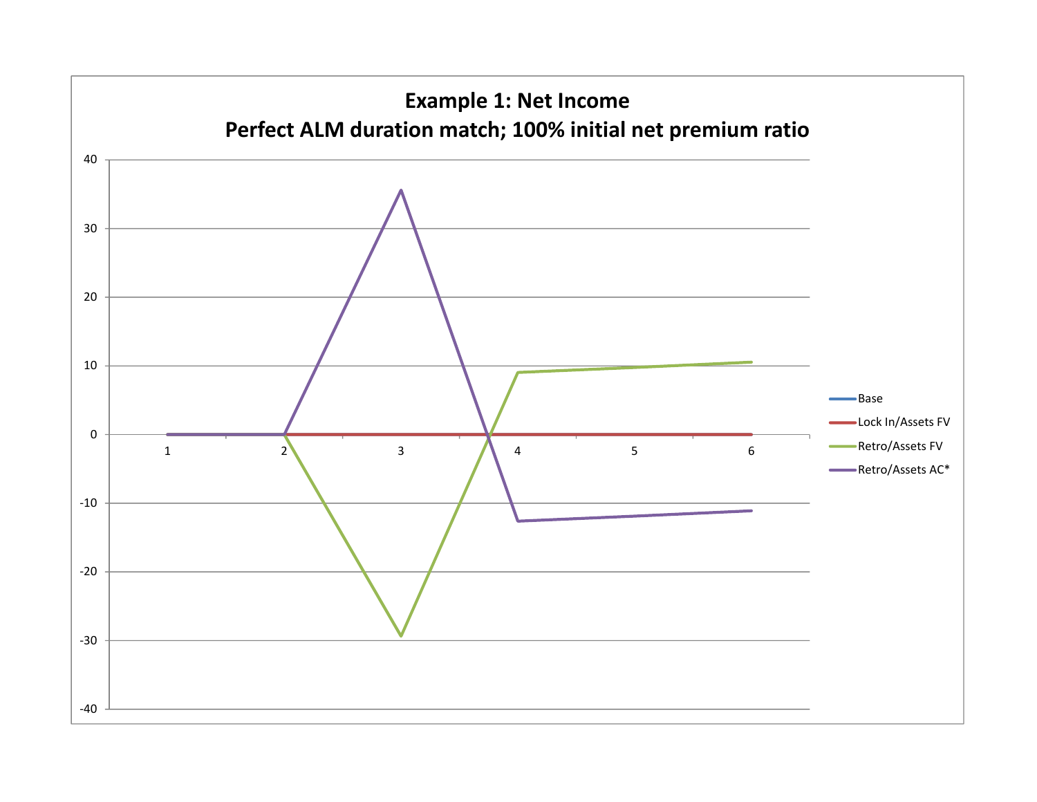**Example 1: Net Income**
**Perfect ALM duration match; 100% initial net premium ratio**

| Year | Base | Lock In/Assets FV | Retro/Assets FV | Retro/Assets AC* |
|---|---|---|---|---|
| 1 | 0 | 0 | 0 | 0 |
| 2 | 0 | 0 | 0 | 0 |
| 3 | 0 | 0 | ≈ -29 | ≈ 35.5 |
| 4 | 0 | 0 | ≈ 9 | ≈ -12.5 |
| 5 | | | ≈ 10 | ≈ -12 |
| 6 | 0 | 0 | ≈ 10.5 | ≈ -11 |

*Values estimated from the chart; no data labels are shown. The Base and Lock In/Assets FV lines coincide at 0 across years 1–6; the value for year 5 is not separately readable for those two series. Y-axis ranges from -40 to 40.*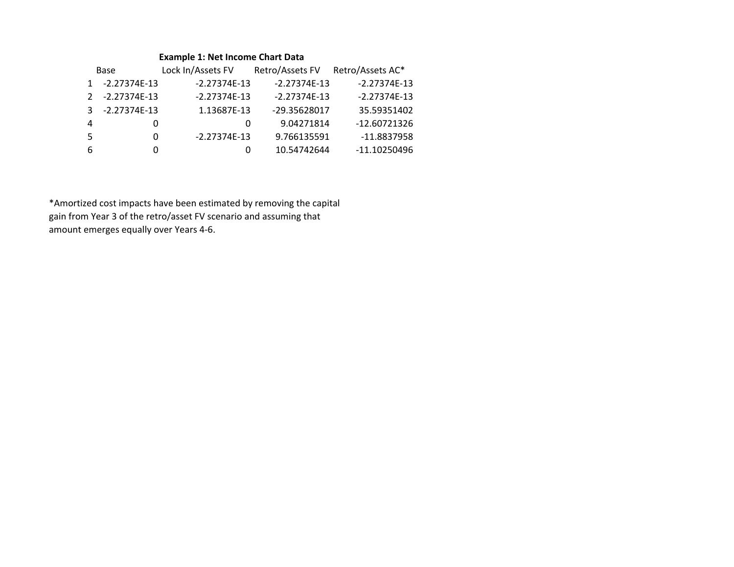**Example 1: Net Income Chart Data**

| | Base | Lock In/Assets FV | Retro/Assets FV | Retro/Assets AC* |
|---|---|---|---|---|
| 1 | -2.27374E-13 | -2.27374E-13 | -2.27374E-13 | -2.27374E-13 |
| 2 | -2.27374E-13 | -2.27374E-13 | -2.27374E-13 | -2.27374E-13 |
| 3 | -2.27374E-13 | 1.13687E-13 | -29.35628017 | 35.59351402 |
| 4 | 0 | 0 | 9.04271814 | -12.60721326 |
| 5 | 0 | -2.27374E-13 | 9.766135591 | -11.8837958 |
| 6 | 0 | 0 | 10.54742644 | -11.10250496 |

*Amortized cost impacts have been estimated by removing the capital gain from Year 3 of the retro/asset FV scenario and assuming that amount emerges equally over Years 4-6.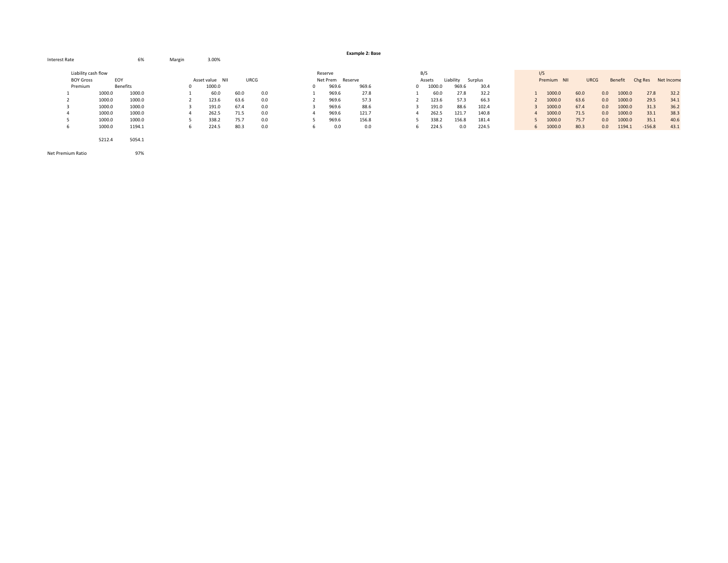**Example 2: Base**

Interest Rate 6%

Margin 3.00%

| | Liability cash flow | |
|---|---|---|
| | BOY Gross Premium | EOY Benefits |
| 1 | 1000.0 | 1000.0 |
| 2 | 1000.0 | 1000.0 |
| 3 | 1000.0 | 1000.0 |
| 4 | 1000.0 | 1000.0 |
| 5 | 1000.0 | 1000.0 |
| 6 | 1000.0 | 1194.1 |
| | 5212.4 | 5054.1 |

Net Premium Ratio 97%

| | Asset value | NII | URCG |
|---|---|---|---|
| 0 | 1000.0 | | |
| 1 | 60.0 | 60.0 | 0.0 |
| 2 | 123.6 | 63.6 | 0.0 |
| 3 | 191.0 | 67.4 | 0.0 |
| 4 | 262.5 | 71.5 | 0.0 |
| 5 | 338.2 | 75.7 | 0.0 |
| 6 | 224.5 | 80.3 | 0.0 |

| | Reserve | |
|---|---|---|
| | Net Prem | Reserve |
| 0 | 969.6 | 969.6 |
| 1 | 969.6 | 27.8 |
| 2 | 969.6 | 57.3 |
| 3 | 969.6 | 88.6 |
| 4 | 969.6 | 121.7 |
| 5 | 969.6 | 156.8 |
| 6 | 0.0 | 0.0 |

| | B/S | | |
|---|---|---|---|
| | Assets | Liability | Surplus |
| 0 | 1000.0 | 969.6 | 30.4 |
| 1 | 60.0 | 27.8 | 32.2 |
| 2 | 123.6 | 57.3 | 66.3 |
| 3 | 191.0 | 88.6 | 102.4 |
| 4 | 262.5 | 121.7 | 140.8 |
| 5 | 338.2 | 156.8 | 181.4 |
| 6 | 224.5 | 0.0 | 224.5 |

| | I/S | | | | | |
|---|---|---|---|---|---|---|
| | Premium | NII | URCG | Benefit | Chg Res | Net Income |
| 1 | 1000.0 | 60.0 | 0.0 | 1000.0 | 27.8 | 32.2 |
| 2 | 1000.0 | 63.6 | 0.0 | 1000.0 | 29.5 | 34.1 |
| 3 | 1000.0 | 67.4 | 0.0 | 1000.0 | 31.3 | 36.2 |
| 4 | 1000.0 | 71.5 | 0.0 | 1000.0 | 33.1 | 38.3 |
| 5 | 1000.0 | 75.7 | 0.0 | 1000.0 | 35.1 | 40.6 |
| 6 | 1000.0 | 80.3 | 0.0 | 1194.1 | -156.8 | 43.1 |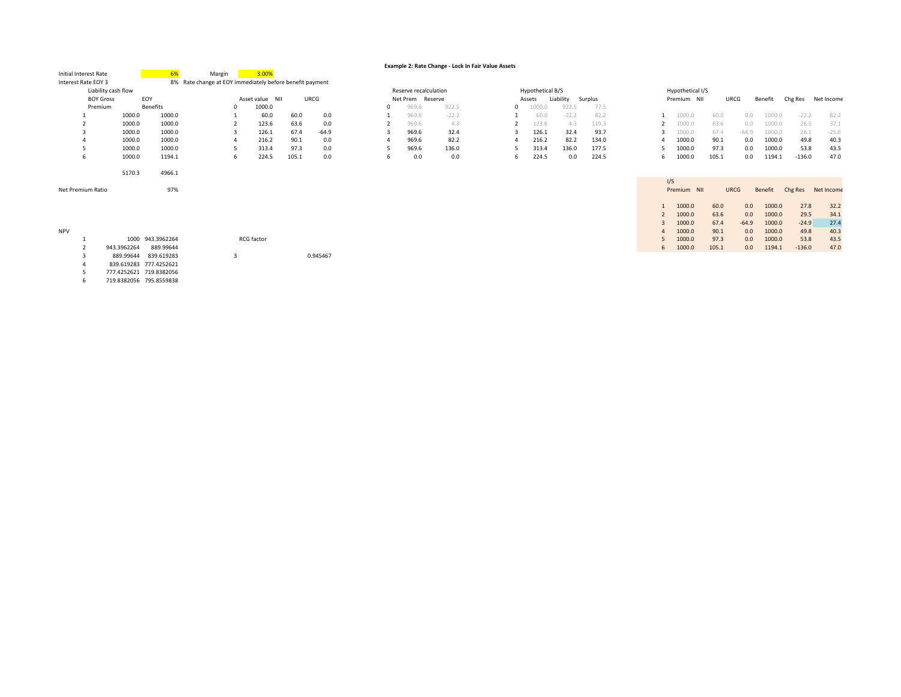**Example 2: Rate Change - Lock In Fair Value Assets**

| Initial Interest Rate | 6% | Margin | 3.00% |
|---|---|---|---|
| Interest Rate EOY 3 | 8% | Rate change at EOY immediately before benefit payment | |

Liability cash flow

| | BOY Gross Premium | EOY Benefits |
|---|---|---|
| 1 | 1000.0 | 1000.0 |
| 2 | 1000.0 | 1000.0 |
| 3 | 1000.0 | 1000.0 |
| 4 | 1000.0 | 1000.0 |
| 5 | 1000.0 | 1000.0 |
| 6 | 1000.0 | 1194.1 |
| | 5170.3 | 4966.1 |

Net Premium Ratio: 97%

| | Asset value | NII | URCG |
|---|---|---|---|
| 0 | 1000.0 | | |
| 1 | 60.0 | 60.0 | 0.0 |
| 2 | 123.6 | 63.6 | 0.0 |
| 3 | 126.1 | 67.4 | -64.9 |
| 4 | 216.2 | 90.1 | 0.0 |
| 5 | 313.4 | 97.3 | 0.0 |
| 6 | 224.5 | 105.1 | 0.0 |

Reserve recalculation

| | Net Prem | Reserve |
|---|---|---|
| 0 | 969.6 | 922.5 |
| 1 | 969.6 | -22.2 |
| 2 | 969.6 | 4.3 |
| 3 | 969.6 | 32.4 |
| 4 | 969.6 | 82.2 |
| 5 | 969.6 | 136.0 |
| 6 | 0.0 | 0.0 |

Hypothetical B/S

| | Assets | Liability | Surplus |
|---|---|---|---|
| 0 | 1000.0 | 922.5 | 77.5 |
| 1 | 60.0 | -22.2 | 82.2 |
| 2 | 123.6 | 4.3 | 119.3 |
| 3 | 126.1 | 32.4 | 93.7 |
| 4 | 216.2 | 82.2 | 134.0 |
| 5 | 313.4 | 136.0 | 177.5 |
| 6 | 224.5 | 0.0 | 224.5 |

Hypothetical I/S

| | Premium | NII | URCG | Benefit | Chg Res | Net Income |
|---|---|---|---|---|---|---|
| 1 | 1000.0 | 60.0 | 0.0 | 1000.0 | -22.2 | 82.2 |
| 2 | 1000.0 | 63.6 | 0.0 | 1000.0 | 26.5 | 37.1 |
| 3 | 1000.0 | 67.4 | -64.9 | 1000.0 | 28.1 | -25.6 |
| 4 | 1000.0 | 90.1 | 0.0 | 1000.0 | 49.8 | 40.3 |
| 5 | 1000.0 | 97.3 | 0.0 | 1000.0 | 53.8 | 43.5 |
| 6 | 1000.0 | 105.1 | 0.0 | 1194.1 | -136.0 | 47.0 |

I/S

| | Premium | NII | URCG | Benefit | Chg Res | Net Income |
|---|---|---|---|---|---|---|
| 1 | 1000.0 | 60.0 | 0.0 | 1000.0 | 27.8 | 32.2 |
| 2 | 1000.0 | 63.6 | 0.0 | 1000.0 | 29.5 | 34.1 |
| 3 | 1000.0 | 67.4 | -64.9 | 1000.0 | -24.9 | 27.4 |
| 4 | 1000.0 | 90.1 | 0.0 | 1000.0 | 49.8 | 40.3 |
| 5 | 1000.0 | 97.3 | 0.0 | 1000.0 | 53.8 | 43.5 |
| 6 | 1000.0 | 105.1 | 0.0 | 1194.1 | -136.0 | 47.0 |

NPV

| | | |
|---|---|---|
| 1 | 1000 | 943.3962264 |
| 2 | 943.3962264 | 889.99644 |
| 3 | 889.99644 | 839.619283 |
| 4 | 839.619283 | 777.4252621 |
| 5 | 777.4252621 | 719.8382056 |
| 6 | 719.8382056 | 795.8559838 |

RCG factor

| | |
|---|---|
| 3 | 0.945467 |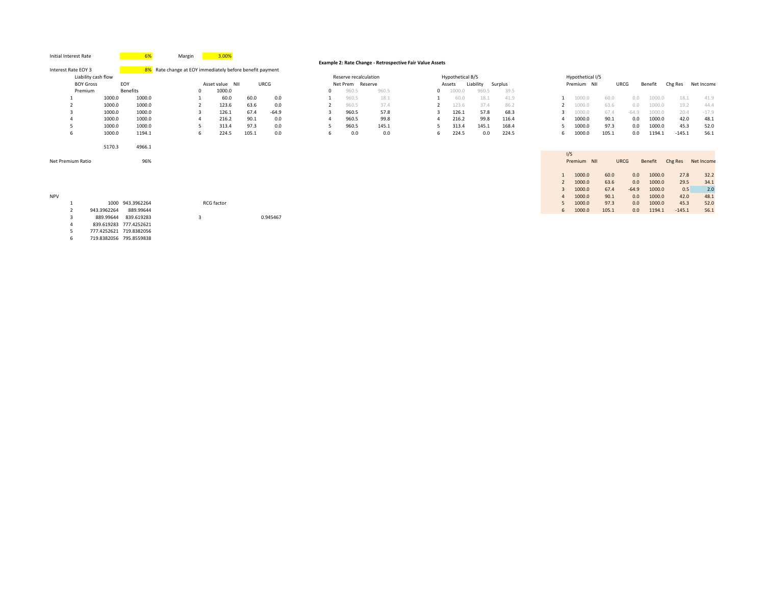Initial Interest Rate 6% Margin 3.00%

Interest Rate EOY 3 8% Rate change at EOY immediately before benefit payment

**Example 2: Rate Change - Retrospective Fair Value Assets**

| | Liability cash flow BOY Gross Premium | EOY Benefits |
|---|---|---|
| 1 | 1000.0 | 1000.0 |
| 2 | 1000.0 | 1000.0 |
| 3 | 1000.0 | 1000.0 |
| 4 | 1000.0 | 1000.0 |
| 5 | 1000.0 | 1000.0 |
| 6 | 1000.0 | 1194.1 |
| | 5170.3 | 4966.1 |

Net Premium Ratio 96%

| | Asset value | NII | URCG |
|---|---|---|---|
| 0 | 1000.0 | | |
| 1 | 60.0 | 60.0 | 0.0 |
| 2 | 123.6 | 63.6 | 0.0 |
| 3 | 126.1 | 67.4 | -64.9 |
| 4 | 216.2 | 90.1 | 0.0 |
| 5 | 313.4 | 97.3 | 0.0 |
| 6 | 224.5 | 105.1 | 0.0 |

Reserve recalculation

| | Net Prem | Reserve |
|---|---|---|
| 0 | 960.5 | 960.5 |
| 1 | 960.5 | 18.1 |
| 2 | 960.5 | 37.4 |
| 3 | 960.5 | 57.8 |
| 4 | 960.5 | 99.8 |
| 5 | 960.5 | 145.1 |
| 6 | 0.0 | 0.0 |

Hypothetical B/S

| | Assets | Liability | Surplus |
|---|---|---|---|
| 0 | 1000.0 | 960.5 | 39.5 |
| 1 | 60.0 | 18.1 | 41.9 |
| 2 | 123.6 | 37.4 | 86.2 |
| 3 | 126.1 | 57.8 | 68.3 |
| 4 | 216.2 | 99.8 | 116.4 |
| 5 | 313.4 | 145.1 | 168.4 |
| 6 | 224.5 | 0.0 | 224.5 |

Hypothetical I/S

| | Premium | NII | URCG | Benefit | Chg Res | Net Income |
|---|---|---|---|---|---|---|
| 1 | 1000.0 | 60.0 | 0.0 | 1000.0 | 18.1 | 41.9 |
| 2 | 1000.0 | 63.6 | 0.0 | 1000.0 | 19.2 | 44.4 |
| 3 | 1000.0 | 67.4 | -64.9 | 1000.0 | 20.4 | -17.9 |
| 4 | 1000.0 | 90.1 | 0.0 | 1000.0 | 42.0 | 48.1 |
| 5 | 1000.0 | 97.3 | 0.0 | 1000.0 | 45.3 | 52.0 |
| 6 | 1000.0 | 105.1 | 0.0 | 1194.1 | -145.1 | 56.1 |

I/S

| | Premium | NII | URCG | Benefit | Chg Res | Net Income |
|---|---|---|---|---|---|---|
| 1 | 1000.0 | 60.0 | 0.0 | 1000.0 | 27.8 | 32.2 |
| 2 | 1000.0 | 63.6 | 0.0 | 1000.0 | 29.5 | 34.1 |
| 3 | 1000.0 | 67.4 | -64.9 | 1000.0 | 0.5 | 2.0 |
| 4 | 1000.0 | 90.1 | 0.0 | 1000.0 | 42.0 | 48.1 |
| 5 | 1000.0 | 97.3 | 0.0 | 1000.0 | 45.3 | 52.0 |
| 6 | 1000.0 | 105.1 | 0.0 | 1194.1 | -145.1 | 56.1 |

NPV

| | | |
|---|---|---|
| 1 | 1000 | 943.3962264 |
| 2 | 943.3962264 | 889.99644 |
| 3 | 889.99644 | 839.619283 |
| 4 | 839.619283 | 777.4252621 |
| 5 | 777.4252621 | 719.8382056 |
| 6 | 719.8382056 | 795.8559838 |

RCG factor

| | |
|---|---|
| 3 | 0.945467 |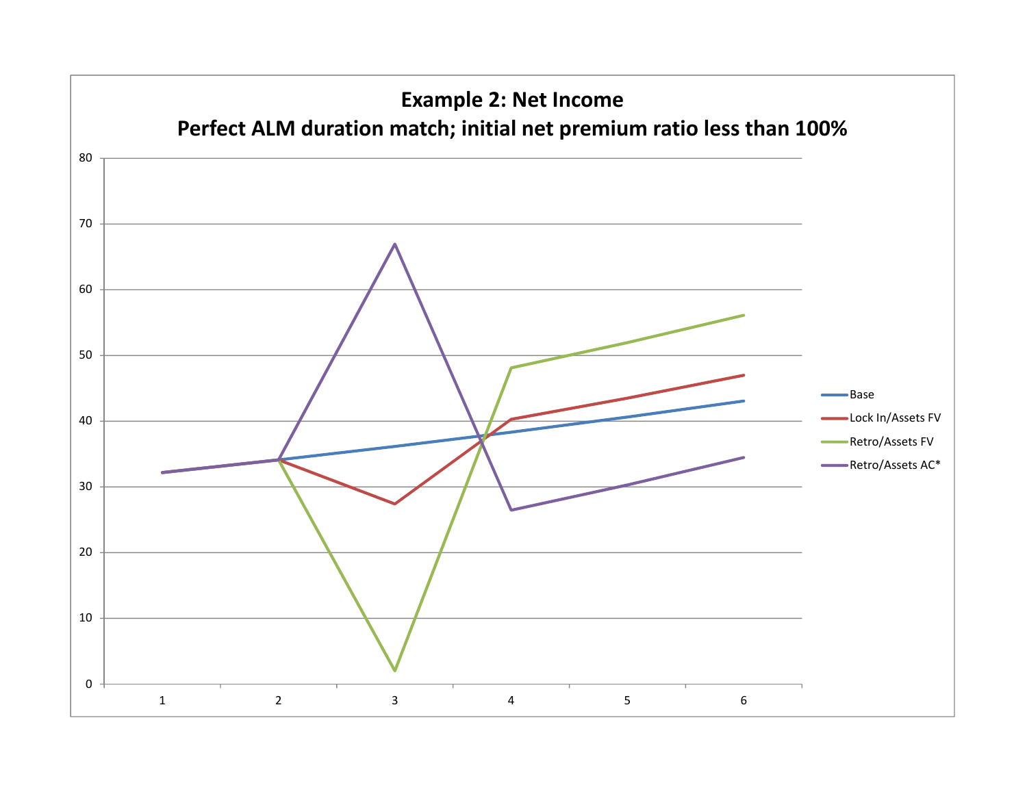## Example 2: Net Income
## Perfect ALM duration match; initial net premium ratio less than 100%

Legend: Base; Lock In/Assets FV; Retro/Assets FV; Retro/Assets AC*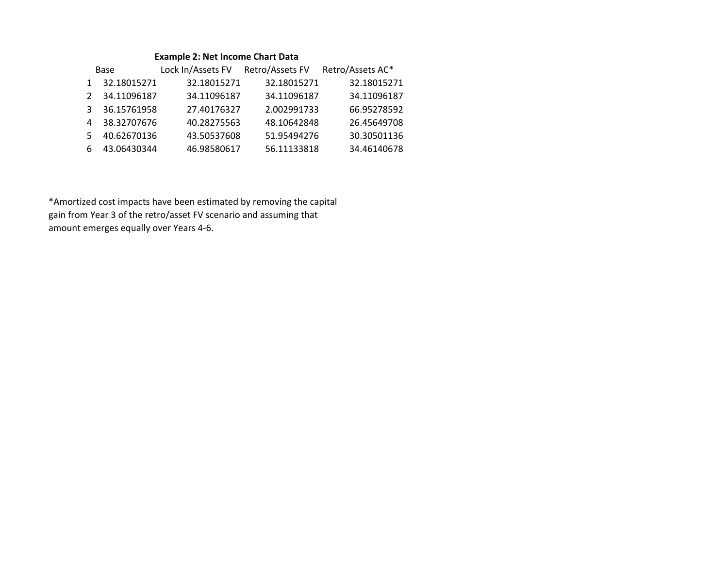**Example 2: Net Income Chart Data**

| | Base | Lock In/Assets FV | Retro/Assets FV | Retro/Assets AC* |
|---|---|---|---|---|
| 1 | 32.18015271 | 32.18015271 | 32.18015271 | 32.18015271 |
| 2 | 34.11096187 | 34.11096187 | 34.11096187 | 34.11096187 |
| 3 | 36.15761958 | 27.40176327 | 2.002991733 | 66.95278592 |
| 4 | 38.32707676 | 40.28275563 | 48.10642848 | 26.45649708 |
| 5 | 40.62670136 | 43.50537608 | 51.95494276 | 30.30501136 |
| 6 | 43.06430344 | 46.98580617 | 56.11133818 | 34.46140678 |

*Amortized cost impacts have been estimated by removing the capital gain from Year 3 of the retro/asset FV scenario and assuming that amount emerges equally over Years 4-6.